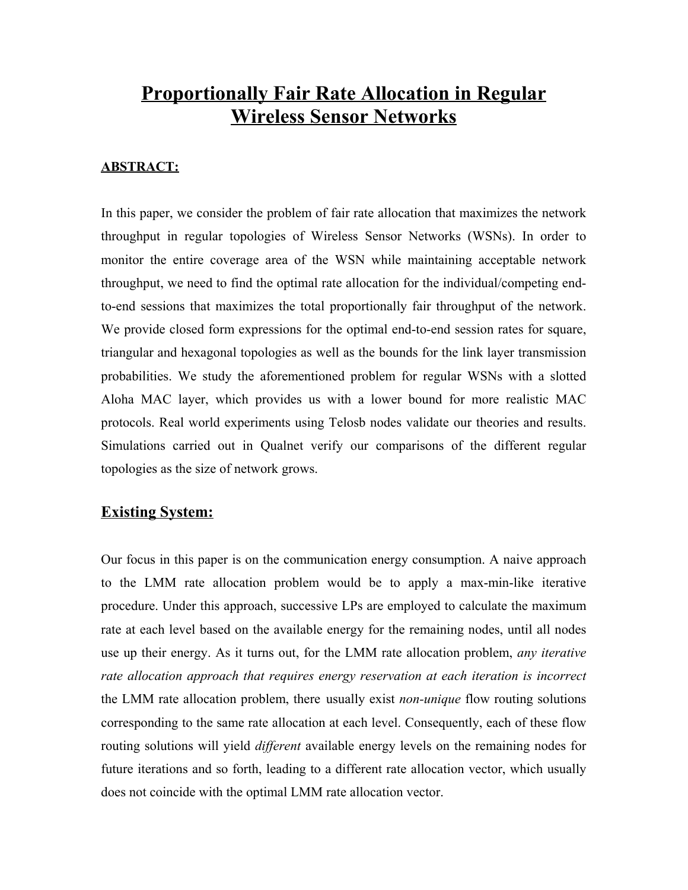# Proportionally Fair Rate Allocation in Regular Wireless Sensor Networks

## ABSTRACT:

In this paper, we consider the problem of fair rate allocation that maximizes the network throughput in regular topologies of Wireless Sensor Networks (WSNs). In order to monitor the entire coverage area of the WSN while maintaining acceptable network throughput, we need to find the optimal rate allocation for the individual/competing end-to-end sessions that maximizes the total proportionally fair throughput of the network. We provide closed form expressions for the optimal end-to-end session rates for square, triangular and hexagonal topologies as well as the bounds for the link layer transmission probabilities. We study the aforementioned problem for regular WSNs with a slotted Aloha MAC layer, which provides us with a lower bound for more realistic MAC protocols. Real world experiments using Telosb nodes validate our theories and results. Simulations carried out in Qualnet verify our comparisons of the different regular topologies as the size of network grows.

## Existing System:

Our focus in this paper is on the communication energy consumption. A naive approach to the LMM rate allocation problem would be to apply a max-min-like iterative procedure. Under this approach, successive LPs are employed to calculate the maximum rate at each level based on the available energy for the remaining nodes, until all nodes use up their energy. As it turns out, for the LMM rate allocation problem, *any iterative rate allocation approach that requires energy reservation at each iteration is incorrect* the LMM rate allocation problem, there usually exist *non-unique* flow routing solutions corresponding to the same rate allocation at each level. Consequently, each of these flow routing solutions will yield *different* available energy levels on the remaining nodes for future iterations and so forth, leading to a different rate allocation vector, which usually does not coincide with the optimal LMM rate allocation vector.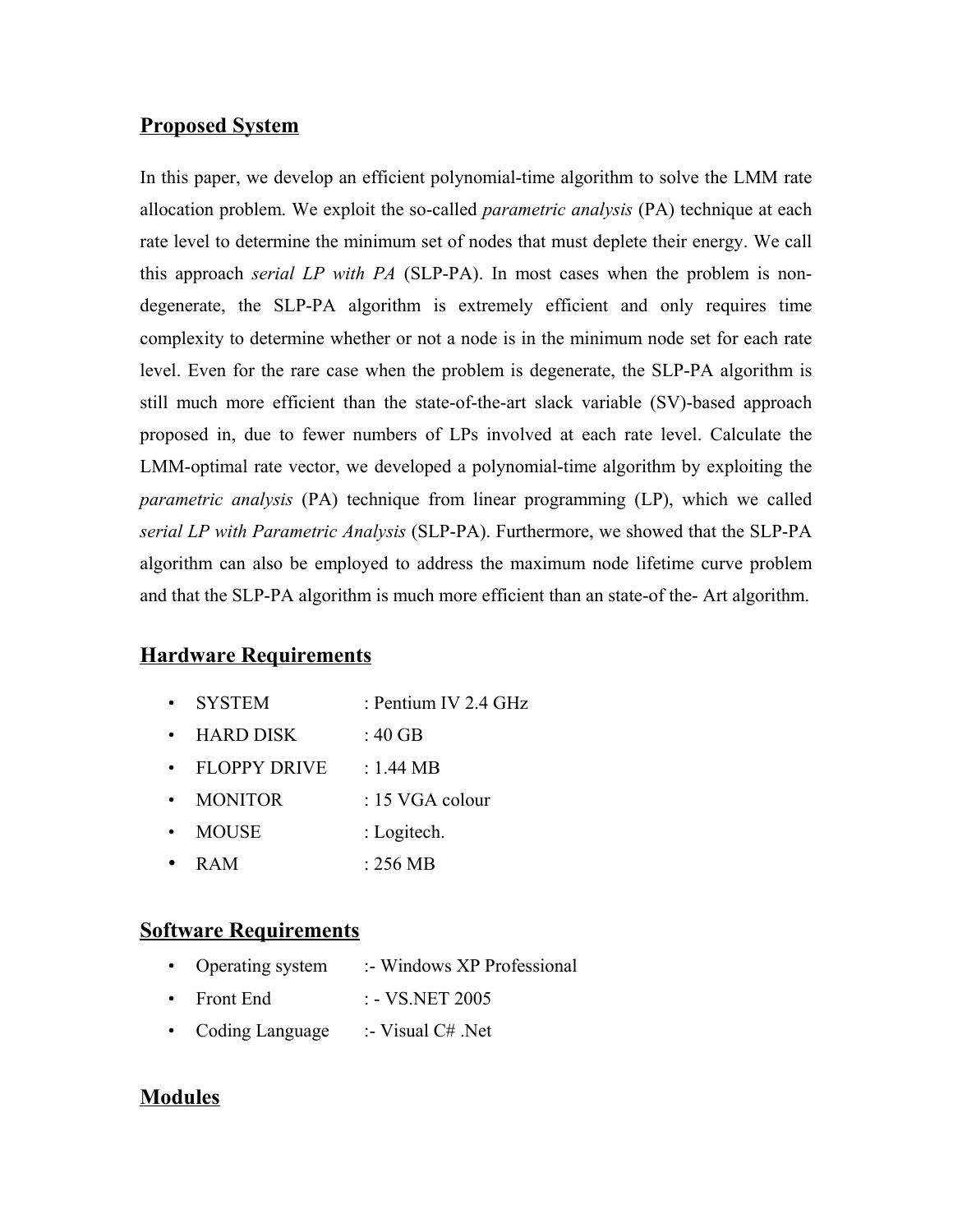## Proposed System

In this paper, we develop an efficient polynomial-time algorithm to solve the LMM rate allocation problem. We exploit the so-called *parametric analysis* (PA) technique at each rate level to determine the minimum set of nodes that must deplete their energy. We call this approach *serial LP with PA* (SLP-PA). In most cases when the problem is non-degenerate, the SLP-PA algorithm is extremely efficient and only requires time complexity to determine whether or not a node is in the minimum node set for each rate level. Even for the rare case when the problem is degenerate, the SLP-PA algorithm is still much more efficient than the state-of-the-art slack variable (SV)-based approach proposed in, due to fewer numbers of LPs involved at each rate level. Calculate the LMM-optimal rate vector, we developed a polynomial-time algorithm by exploiting the *parametric analysis* (PA) technique from linear programming (LP), which we called *serial LP with Parametric Analysis* (SLP-PA). Furthermore, we showed that the SLP-PA algorithm can also be employed to address the maximum node lifetime curve problem and that the SLP-PA algorithm is much more efficient than an state-of the- Art algorithm.

## Hardware Requirements

- SYSTEM : Pentium IV 2.4 GHz
- HARD DISK : 40 GB
- FLOPPY DRIVE : 1.44 MB
- MONITOR : 15 VGA colour
- MOUSE : Logitech.
- RAM : 256 MB

## Software Requirements

- Operating system :- Windows XP Professional
- Front End : - VS.NET 2005
- Coding Language :- Visual C# .Net

## Modules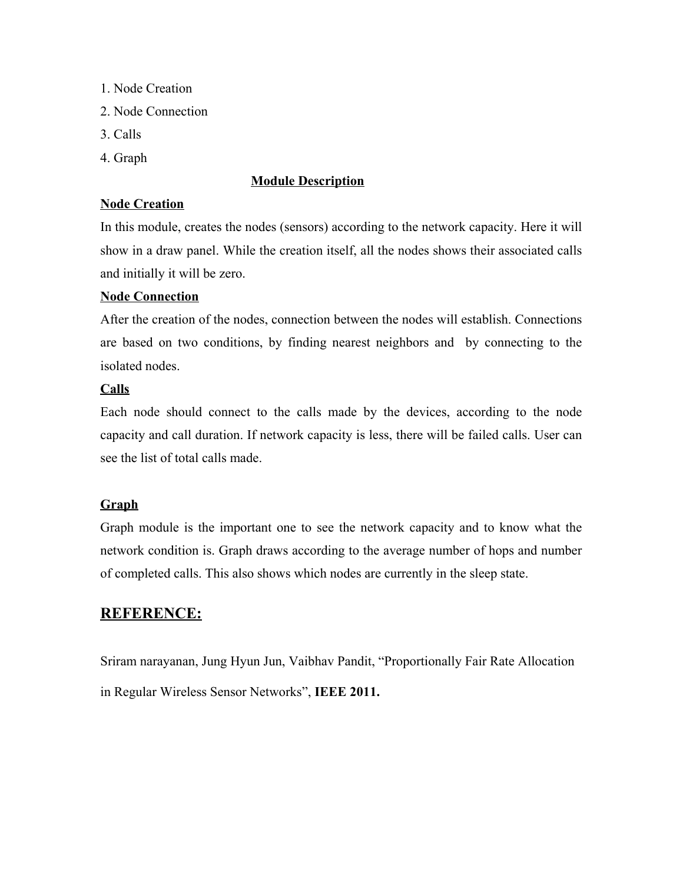1. Node Creation
2. Node Connection
3. Calls
4. Graph

## Module Description

### Node Creation

In this module, creates the nodes (sensors) according to the network capacity. Here it will show in a draw panel. While the creation itself, all the nodes shows their associated calls and initially it will be zero.

### Node Connection

After the creation of the nodes, connection between the nodes will establish. Connections are based on two conditions, by finding nearest neighbors and by connecting to the isolated nodes.

### Calls

Each node should connect to the calls made by the devices, according to the node capacity and call duration. If network capacity is less, there will be failed calls. User can see the list of total calls made.

### Graph

Graph module is the important one to see the network capacity and to know what the network condition is. Graph draws according to the average number of hops and number of completed calls. This also shows which nodes are currently in the sleep state.

## REFERENCE:

Sriram narayanan, Jung Hyun Jun, Vaibhav Pandit, "Proportionally Fair Rate Allocation in Regular Wireless Sensor Networks", **IEEE 2011.**